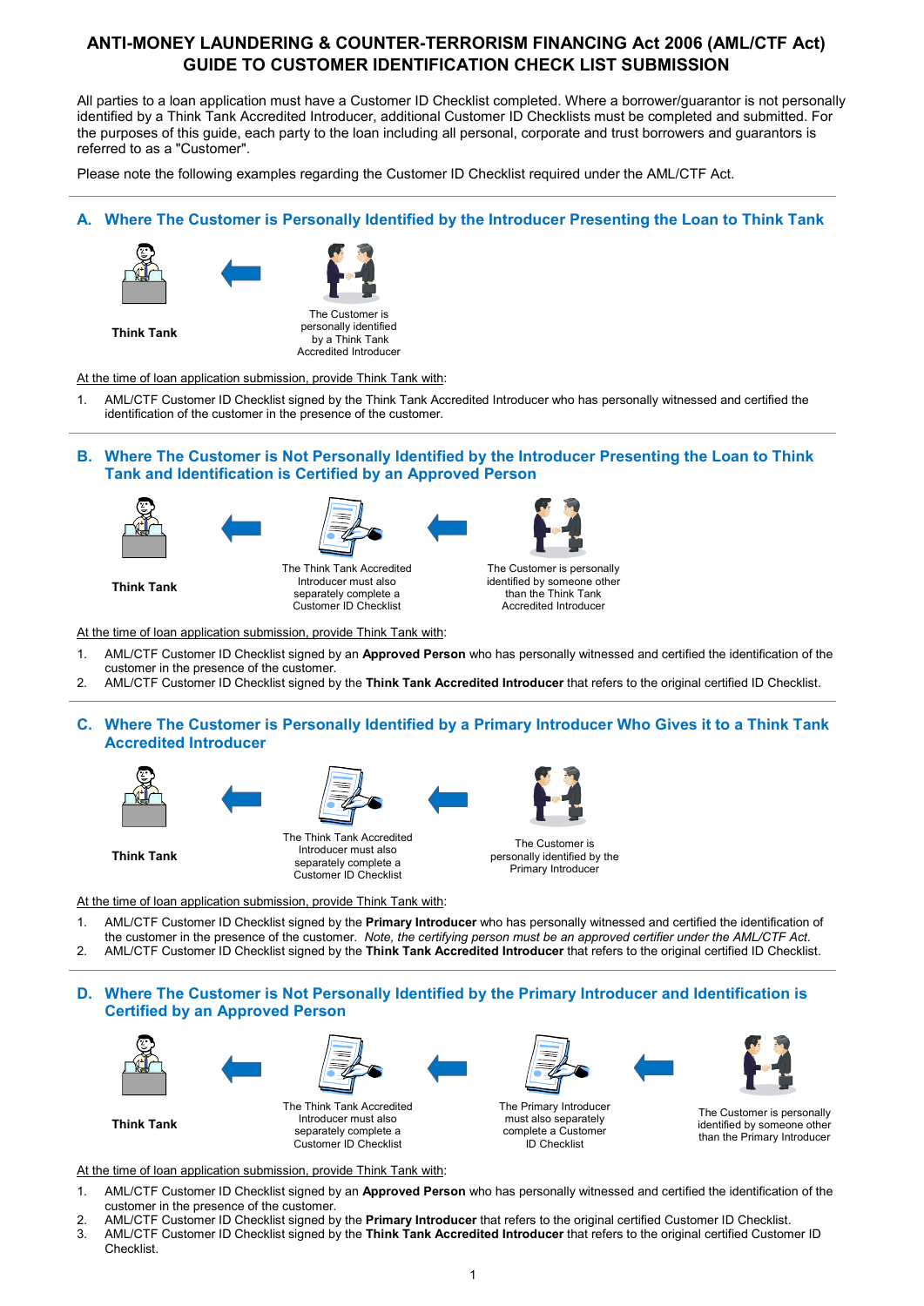# ANTI-MONEY LAUNDERING & COUNTER-TERRORISM FINANCING Act 2006 (AML/CTF Act) GUIDE TO CUSTOMER IDENTIFICATION CHECK LIST SUBMISSION

All parties to a loan application must have a Customer ID Checklist completed. Where a borrower/guarantor is not personally identified by a Think Tank Accredited Introducer, additional Customer ID Checklists must be completed and submitted. For the purposes of this guide, each party to the loan including all personal, corporate and trust borrowers and guarantors is referred to as a "Customer".

Please note the following examples regarding the Customer ID Checklist required under the AML/CTF Act.

## A. Where The Customer is Personally Identified by the Introducer Presenting the Loan to Think Tank

**Think Tank**

The Customer is personally identified by a Think Tank Accredited Introducer

At the time of loan application submission, provide Think Tank with:

1. AML/CTF Customer ID Checklist signed by the Think Tank Accredited Introducer who has personally witnessed and certified the identification of the customer in the presence of the customer.

## B. Where The Customer is Not Personally Identified by the Introducer Presenting the Loan to Think Tank and Identification is Certified by an Approved Person

**Think Tank**

The Think Tank Accredited Introducer must also separately complete a Customer ID Checklist

The Customer is personally identified by someone other than the Think Tank Accredited Introducer

At the time of loan application submission, provide Think Tank with:

1. AML/CTF Customer ID Checklist signed by an **Approved Person** who has personally witnessed and certified the identification of the customer in the presence of the customer.
2. AML/CTF Customer ID Checklist signed by the **Think Tank Accredited Introducer** that refers to the original certified ID Checklist.

## C. Where The Customer is Personally Identified by a Primary Introducer Who Gives it to a Think Tank Accredited Introducer

**Think Tank**

The Think Tank Accredited Introducer must also separately complete a Customer ID Checklist

The Customer is personally identified by the Primary Introducer

At the time of loan application submission, provide Think Tank with:

1. AML/CTF Customer ID Checklist signed by the **Primary Introducer** who has personally witnessed and certified the identification of the customer in the presence of the customer. *Note, the certifying person must be an approved certifier under the AML/CTF Act.*
2. AML/CTF Customer ID Checklist signed by the **Think Tank Accredited Introducer** that refers to the original certified ID Checklist.

## D. Where The Customer is Not Personally Identified by the Primary Introducer and Identification is Certified by an Approved Person

**Think Tank**

The Think Tank Accredited Introducer must also separately complete a Customer ID Checklist

The Primary Introducer must also separately complete a Customer ID Checklist

The Customer is personally identified by someone other than the Primary Introducer

At the time of loan application submission, provide Think Tank with:

1. AML/CTF Customer ID Checklist signed by an **Approved Person** who has personally witnessed and certified the identification of the customer in the presence of the customer.
2. AML/CTF Customer ID Checklist signed by the **Primary Introducer** that refers to the original certified Customer ID Checklist.
3. AML/CTF Customer ID Checklist signed by the **Think Tank Accredited Introducer** that refers to the original certified Customer ID Checklist.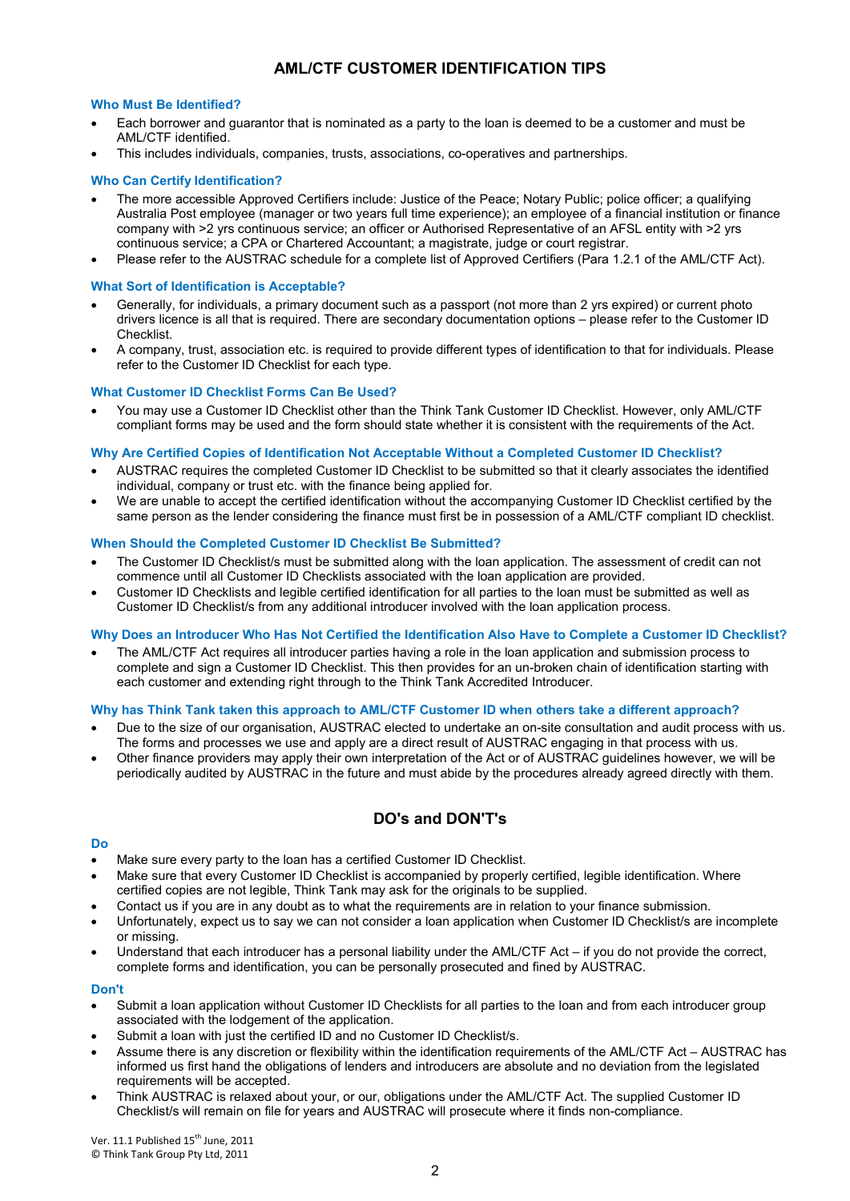# AML/CTF CUSTOMER IDENTIFICATION TIPS

### Who Must Be Identified?

- Each borrower and guarantor that is nominated as a party to the loan is deemed to be a customer and must be AML/CTF identified.
- This includes individuals, companies, trusts, associations, co-operatives and partnerships.

### Who Can Certify Identification?

- The more accessible Approved Certifiers include: Justice of the Peace; Notary Public; police officer; a qualifying Australia Post employee (manager or two years full time experience); an employee of a financial institution or finance company with >2 yrs continuous service; an officer or Authorised Representative of an AFSL entity with >2 yrs continuous service; a CPA or Chartered Accountant; a magistrate, judge or court registrar.
- Please refer to the AUSTRAC schedule for a complete list of Approved Certifiers (Para 1.2.1 of the AML/CTF Act).

### What Sort of Identification is Acceptable?

- Generally, for individuals, a primary document such as a passport (not more than 2 yrs expired) or current photo drivers licence is all that is required. There are secondary documentation options – please refer to the Customer ID Checklist.
- A company, trust, association etc. is required to provide different types of identification to that for individuals. Please refer to the Customer ID Checklist for each type.

### What Customer ID Checklist Forms Can Be Used?

- You may use a Customer ID Checklist other than the Think Tank Customer ID Checklist. However, only AML/CTF compliant forms may be used and the form should state whether it is consistent with the requirements of the Act.

### Why Are Certified Copies of Identification Not Acceptable Without a Completed Customer ID Checklist?

- AUSTRAC requires the completed Customer ID Checklist to be submitted so that it clearly associates the identified individual, company or trust etc. with the finance being applied for.
- We are unable to accept the certified identification without the accompanying Customer ID Checklist certified by the same person as the lender considering the finance must first be in possession of a AML/CTF compliant ID checklist.

### When Should the Completed Customer ID Checklist Be Submitted?

- The Customer ID Checklist/s must be submitted along with the loan application. The assessment of credit can not commence until all Customer ID Checklists associated with the loan application are provided.
- Customer ID Checklists and legible certified identification for all parties to the loan must be submitted as well as Customer ID Checklist/s from any additional introducer involved with the loan application process.

### Why Does an Introducer Who Has Not Certified the Identification Also Have to Complete a Customer ID Checklist?

- The AML/CTF Act requires all introducer parties having a role in the loan application and submission process to complete and sign a Customer ID Checklist. This then provides for an un-broken chain of identification starting with each customer and extending right through to the Think Tank Accredited Introducer.

### Why has Think Tank taken this approach to AML/CTF Customer ID when others take a different approach?

- Due to the size of our organisation, AUSTRAC elected to undertake an on-site consultation and audit process with us. The forms and processes we use and apply are a direct result of AUSTRAC engaging in that process with us.
- Other finance providers may apply their own interpretation of the Act or of AUSTRAC guidelines however, we will be periodically audited by AUSTRAC in the future and must abide by the procedures already agreed directly with them.

## DO's and DON'T's

### Do

- Make sure every party to the loan has a certified Customer ID Checklist.
- Make sure that every Customer ID Checklist is accompanied by properly certified, legible identification. Where certified copies are not legible, Think Tank may ask for the originals to be supplied.
- Contact us if you are in any doubt as to what the requirements are in relation to your finance submission.
- Unfortunately, expect us to say we can not consider a loan application when Customer ID Checklist/s are incomplete or missing.
- Understand that each introducer has a personal liability under the AML/CTF Act – if you do not provide the correct, complete forms and identification, you can be personally prosecuted and fined by AUSTRAC.

### Don't

- Submit a loan application without Customer ID Checklists for all parties to the loan and from each introducer group associated with the lodgement of the application.
- Submit a loan with just the certified ID and no Customer ID Checklist/s.
- Assume there is any discretion or flexibility within the identification requirements of the AML/CTF Act – AUSTRAC has informed us first hand the obligations of lenders and introducers are absolute and no deviation from the legislated requirements will be accepted.
- Think AUSTRAC is relaxed about your, or our, obligations under the AML/CTF Act. The supplied Customer ID Checklist/s will remain on file for years and AUSTRAC will prosecute where it finds non-compliance.

Ver. 11.1 Published 15th June, 2011
© Think Tank Group Pty Ltd, 2011